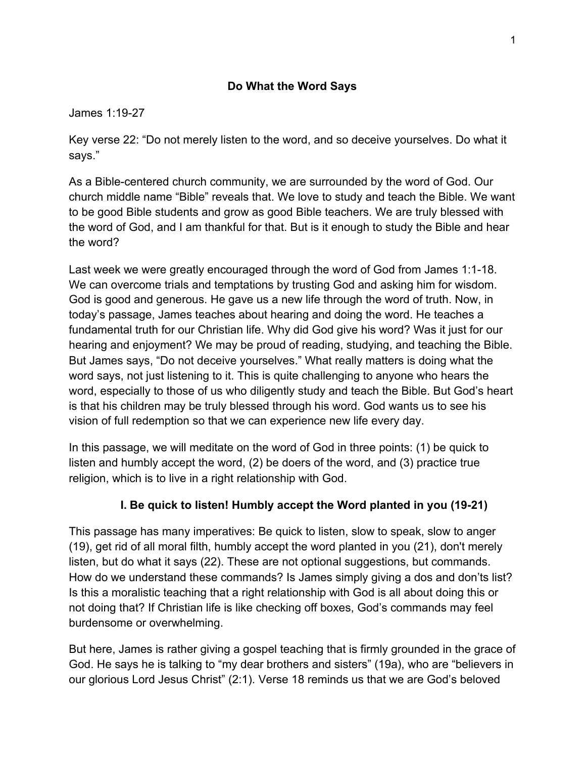# Do What the Word Says

James 1:19-27

Key verse 22: “Do not merely listen to the word, and so deceive yourselves. Do what it says.”

As a Bible-centered church community, we are surrounded by the word of God. Our church middle name “Bible” reveals that. We love to study and teach the Bible. We want to be good Bible students and grow as good Bible teachers. We are truly blessed with the word of God, and I am thankful for that. But is it enough to study the Bible and hear the word?

Last week we were greatly encouraged through the word of God from James 1:1-18. We can overcome trials and temptations by trusting God and asking him for wisdom. God is good and generous. He gave us a new life through the word of truth. Now, in today’s passage, James teaches about hearing and doing the word. He teaches a fundamental truth for our Christian life. Why did God give his word? Was it just for our hearing and enjoyment? We may be proud of reading, studying, and teaching the Bible. But James says, “Do not deceive yourselves.” What really matters is doing what the word says, not just listening to it. This is quite challenging to anyone who hears the word, especially to those of us who diligently study and teach the Bible. But God’s heart is that his children may be truly blessed through his word. God wants us to see his vision of full redemption so that we can experience new life every day.

In this passage, we will meditate on the word of God in three points: (1) be quick to listen and humbly accept the word, (2) be doers of the word, and (3) practice true religion, which is to live in a right relationship with God.

## I. Be quick to listen! Humbly accept the Word planted in you (19-21)

This passage has many imperatives: Be quick to listen, slow to speak, slow to anger (19), get rid of all moral filth, humbly accept the word planted in you (21), don't merely listen, but do what it says (22). These are not optional suggestions, but commands. How do we understand these commands? Is James simply giving a dos and don’ts list? Is this a moralistic teaching that a right relationship with God is all about doing this or not doing that? If Christian life is like checking off boxes, God’s commands may feel burdensome or overwhelming.

But here, James is rather giving a gospel teaching that is firmly grounded in the grace of God. He says he is talking to “my dear brothers and sisters” (19a), who are “believers in our glorious Lord Jesus Christ” (2:1). Verse 18 reminds us that we are God’s beloved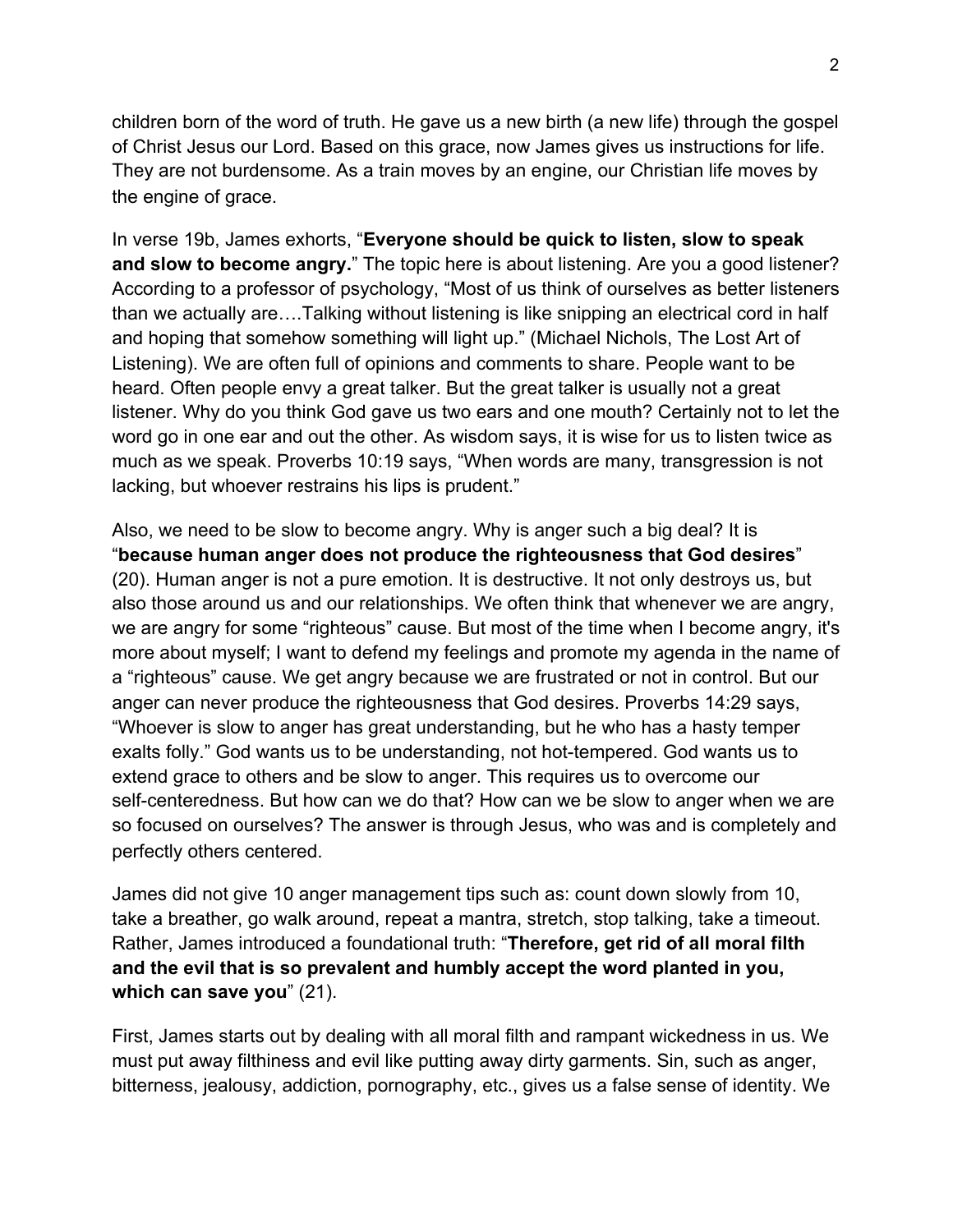children born of the word of truth. He gave us a new birth (a new life) through the gospel of Christ Jesus our Lord. Based on this grace, now James gives us instructions for life. They are not burdensome. As a train moves by an engine, our Christian life moves by the engine of grace.

In verse 19b, James exhorts, "**Everyone should be quick to listen, slow to speak and slow to become angry.**" The topic here is about listening. Are you a good listener? According to a professor of psychology, "Most of us think of ourselves as better listeners than we actually are….Talking without listening is like snipping an electrical cord in half and hoping that somehow something will light up." (Michael Nichols, The Lost Art of Listening). We are often full of opinions and comments to share. People want to be heard. Often people envy a great talker. But the great talker is usually not a great listener. Why do you think God gave us two ears and one mouth? Certainly not to let the word go in one ear and out the other. As wisdom says, it is wise for us to listen twice as much as we speak. Proverbs 10:19 says, "When words are many, transgression is not lacking, but whoever restrains his lips is prudent."

Also, we need to be slow to become angry. Why is anger such a big deal? It is "**because human anger does not produce the righteousness that God desires**" (20). Human anger is not a pure emotion. It is destructive. It not only destroys us, but also those around us and our relationships. We often think that whenever we are angry, we are angry for some "righteous" cause. But most of the time when I become angry, it's more about myself; I want to defend my feelings and promote my agenda in the name of a "righteous" cause. We get angry because we are frustrated or not in control. But our anger can never produce the righteousness that God desires. Proverbs 14:29 says, "Whoever is slow to anger has great understanding, but he who has a hasty temper exalts folly." God wants us to be understanding, not hot-tempered. God wants us to extend grace to others and be slow to anger. This requires us to overcome our self-centeredness. But how can we do that? How can we be slow to anger when we are so focused on ourselves? The answer is through Jesus, who was and is completely and perfectly others centered.

James did not give 10 anger management tips such as: count down slowly from 10, take a breather, go walk around, repeat a mantra, stretch, stop talking, take a timeout. Rather, James introduced a foundational truth: "**Therefore, get rid of all moral filth and the evil that is so prevalent and humbly accept the word planted in you, which can save you**" (21).

First, James starts out by dealing with all moral filth and rampant wickedness in us. We must put away filthiness and evil like putting away dirty garments. Sin, such as anger, bitterness, jealousy, addiction, pornography, etc., gives us a false sense of identity. We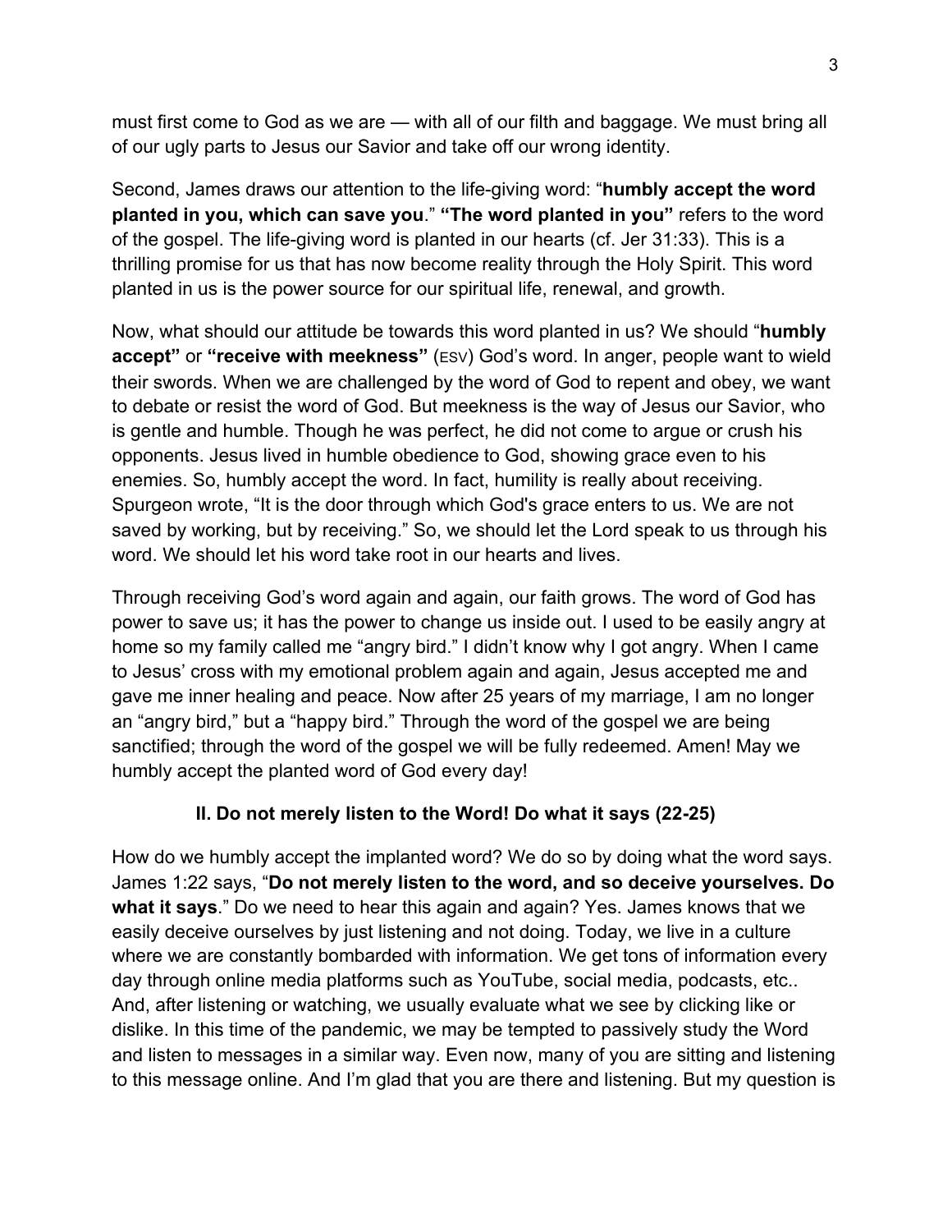must first come to God as we are — with all of our filth and baggage. We must bring all of our ugly parts to Jesus our Savior and take off our wrong identity.

Second, James draws our attention to the life-giving word: "**humbly accept the word planted in you, which can save you**." **"The word planted in you"** refers to the word of the gospel. The life-giving word is planted in our hearts (cf. Jer 31:33). This is a thrilling promise for us that has now become reality through the Holy Spirit. This word planted in us is the power source for our spiritual life, renewal, and growth.

Now, what should our attitude be towards this word planted in us? We should "**humbly accept"** or **"receive with meekness"** (ESV) God's word. In anger, people want to wield their swords. When we are challenged by the word of God to repent and obey, we want to debate or resist the word of God. But meekness is the way of Jesus our Savior, who is gentle and humble. Though he was perfect, he did not come to argue or crush his opponents. Jesus lived in humble obedience to God, showing grace even to his enemies. So, humbly accept the word. In fact, humility is really about receiving. Spurgeon wrote, "It is the door through which God's grace enters to us. We are not saved by working, but by receiving." So, we should let the Lord speak to us through his word. We should let his word take root in our hearts and lives.

Through receiving God's word again and again, our faith grows. The word of God has power to save us; it has the power to change us inside out. I used to be easily angry at home so my family called me "angry bird." I didn't know why I got angry. When I came to Jesus' cross with my emotional problem again and again, Jesus accepted me and gave me inner healing and peace. Now after 25 years of my marriage, I am no longer an "angry bird," but a "happy bird." Through the word of the gospel we are being sanctified; through the word of the gospel we will be fully redeemed. Amen! May we humbly accept the planted word of God every day!

### II. Do not merely listen to the Word! Do what it says (22-25)

How do we humbly accept the implanted word? We do so by doing what the word says. James 1:22 says, "**Do not merely listen to the word, and so deceive yourselves. Do what it says**." Do we need to hear this again and again? Yes. James knows that we easily deceive ourselves by just listening and not doing. Today, we live in a culture where we are constantly bombarded with information. We get tons of information every day through online media platforms such as YouTube, social media, podcasts, etc.. And, after listening or watching, we usually evaluate what we see by clicking like or dislike. In this time of the pandemic, we may be tempted to passively study the Word and listen to messages in a similar way. Even now, many of you are sitting and listening to this message online. And I'm glad that you are there and listening. But my question is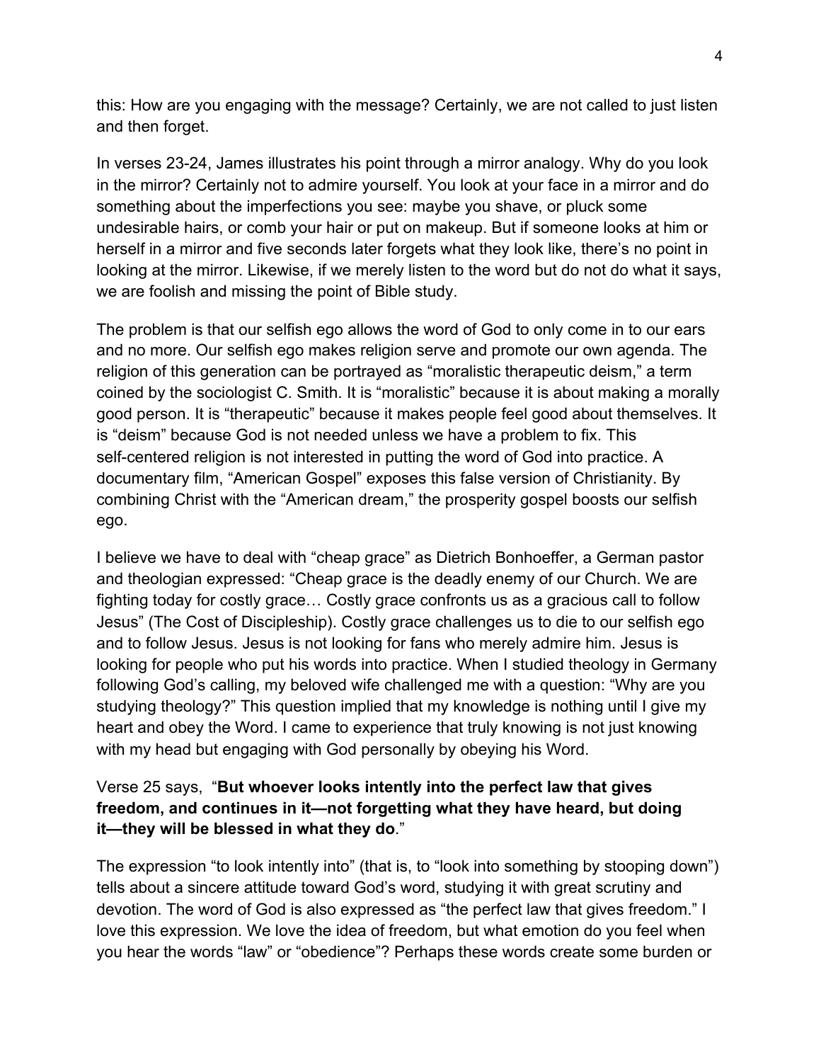this: How are you engaging with the message? Certainly, we are not called to just listen and then forget.

In verses 23-24, James illustrates his point through a mirror analogy. Why do you look in the mirror? Certainly not to admire yourself. You look at your face in a mirror and do something about the imperfections you see: maybe you shave, or pluck some undesirable hairs, or comb your hair or put on makeup. But if someone looks at him or herself in a mirror and five seconds later forgets what they look like, there's no point in looking at the mirror. Likewise, if we merely listen to the word but do not do what it says, we are foolish and missing the point of Bible study.

The problem is that our selfish ego allows the word of God to only come in to our ears and no more. Our selfish ego makes religion serve and promote our own agenda. The religion of this generation can be portrayed as "moralistic therapeutic deism," a term coined by the sociologist C. Smith. It is "moralistic" because it is about making a morally good person. It is "therapeutic" because it makes people feel good about themselves. It is "deism" because God is not needed unless we have a problem to fix. This self-centered religion is not interested in putting the word of God into practice. A documentary film, "American Gospel" exposes this false version of Christianity. By combining Christ with the "American dream," the prosperity gospel boosts our selfish ego.

I believe we have to deal with "cheap grace" as Dietrich Bonhoeffer, a German pastor and theologian expressed: "Cheap grace is the deadly enemy of our Church. We are fighting today for costly grace… Costly grace confronts us as a gracious call to follow Jesus" (The Cost of Discipleship). Costly grace challenges us to die to our selfish ego and to follow Jesus. Jesus is not looking for fans who merely admire him. Jesus is looking for people who put his words into practice. When I studied theology in Germany following God's calling, my beloved wife challenged me with a question: "Why are you studying theology?" This question implied that my knowledge is nothing until I give my heart and obey the Word. I came to experience that truly knowing is not just knowing with my head but engaging with God personally by obeying his Word.

Verse 25 says, "**But whoever looks intently into the perfect law that gives freedom, and continues in it—not forgetting what they have heard, but doing it—they will be blessed in what they do**."

The expression "to look intently into" (that is, to "look into something by stooping down") tells about a sincere attitude toward God's word, studying it with great scrutiny and devotion. The word of God is also expressed as "the perfect law that gives freedom." I love this expression. We love the idea of freedom, but what emotion do you feel when you hear the words "law" or "obedience"? Perhaps these words create some burden or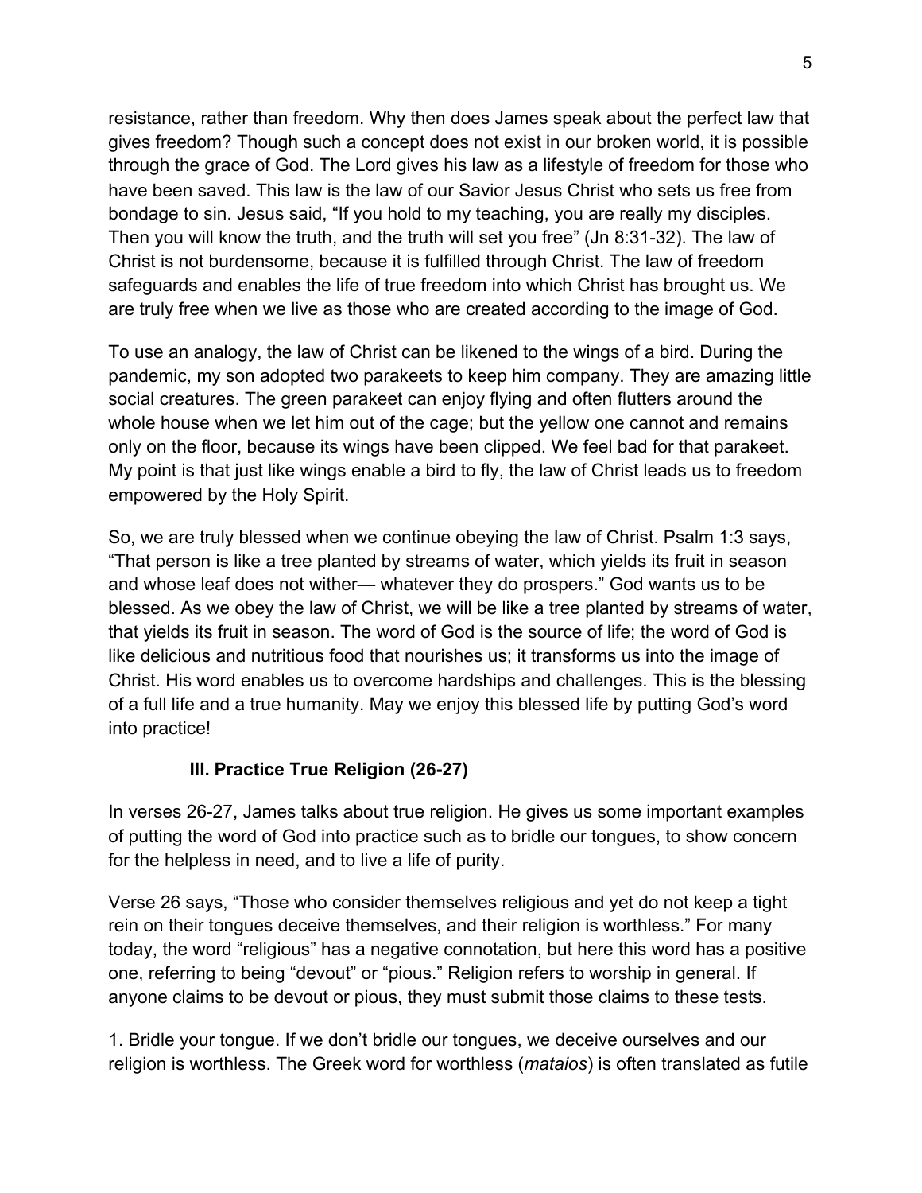resistance, rather than freedom. Why then does James speak about the perfect law that gives freedom? Though such a concept does not exist in our broken world, it is possible through the grace of God. The Lord gives his law as a lifestyle of freedom for those who have been saved. This law is the law of our Savior Jesus Christ who sets us free from bondage to sin. Jesus said, "If you hold to my teaching, you are really my disciples. Then you will know the truth, and the truth will set you free" (Jn 8:31-32). The law of Christ is not burdensome, because it is fulfilled through Christ. The law of freedom safeguards and enables the life of true freedom into which Christ has brought us. We are truly free when we live as those who are created according to the image of God.

To use an analogy, the law of Christ can be likened to the wings of a bird. During the pandemic, my son adopted two parakeets to keep him company. They are amazing little social creatures. The green parakeet can enjoy flying and often flutters around the whole house when we let him out of the cage; but the yellow one cannot and remains only on the floor, because its wings have been clipped. We feel bad for that parakeet. My point is that just like wings enable a bird to fly, the law of Christ leads us to freedom empowered by the Holy Spirit.

So, we are truly blessed when we continue obeying the law of Christ. Psalm 1:3 says, "That person is like a tree planted by streams of water, which yields its fruit in season and whose leaf does not wither— whatever they do prospers." God wants us to be blessed. As we obey the law of Christ, we will be like a tree planted by streams of water, that yields its fruit in season. The word of God is the source of life; the word of God is like delicious and nutritious food that nourishes us; it transforms us into the image of Christ. His word enables us to overcome hardships and challenges. This is the blessing of a full life and a true humanity. May we enjoy this blessed life by putting God's word into practice!

### III. Practice True Religion (26-27)

In verses 26-27, James talks about true religion. He gives us some important examples of putting the word of God into practice such as to bridle our tongues, to show concern for the helpless in need, and to live a life of purity.

Verse 26 says, "Those who consider themselves religious and yet do not keep a tight rein on their tongues deceive themselves, and their religion is worthless." For many today, the word "religious" has a negative connotation, but here this word has a positive one, referring to being "devout" or "pious." Religion refers to worship in general. If anyone claims to be devout or pious, they must submit those claims to these tests.

1. Bridle your tongue. If we don't bridle our tongues, we deceive ourselves and our religion is worthless. The Greek word for worthless (*mataios*) is often translated as futile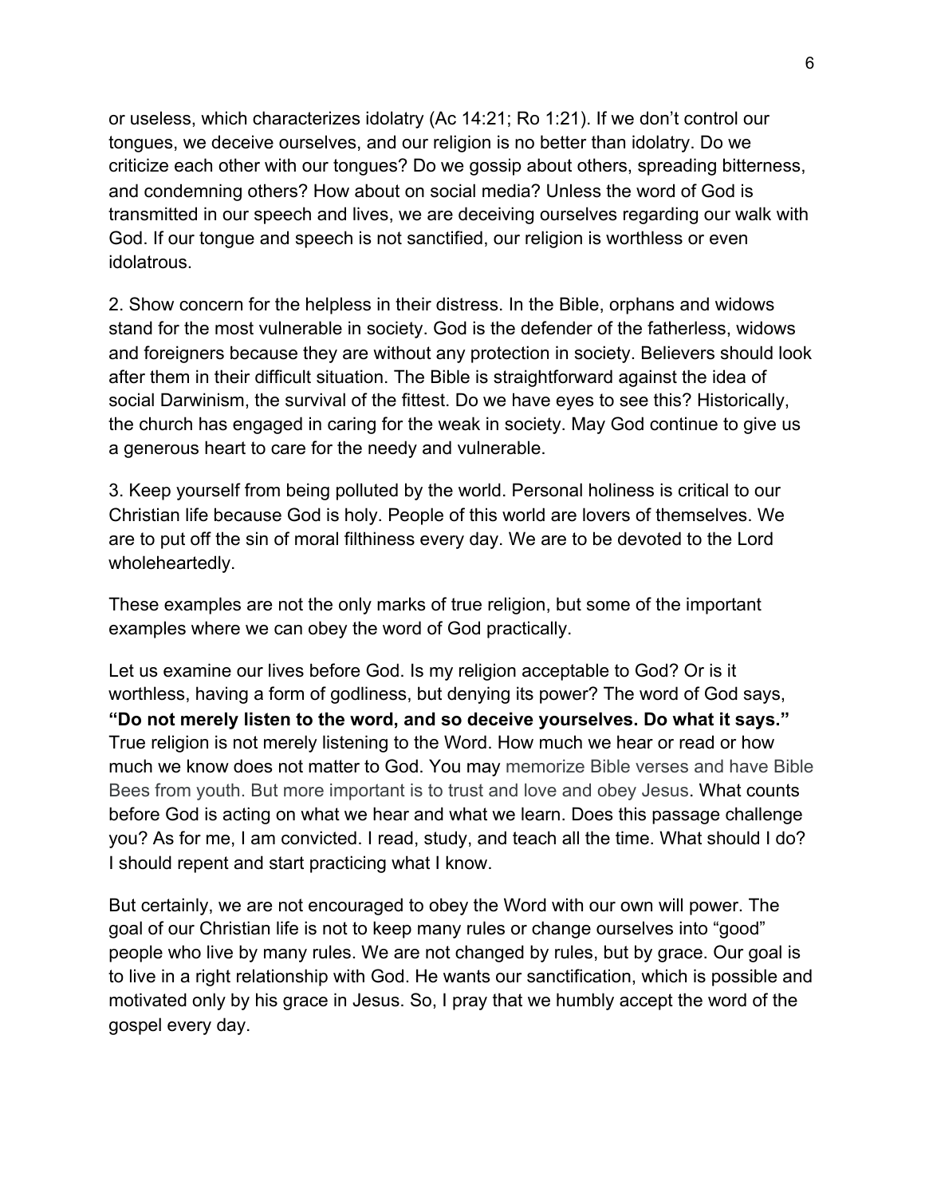or useless, which characterizes idolatry (Ac 14:21; Ro 1:21). If we don't control our tongues, we deceive ourselves, and our religion is no better than idolatry. Do we criticize each other with our tongues? Do we gossip about others, spreading bitterness, and condemning others? How about on social media? Unless the word of God is transmitted in our speech and lives, we are deceiving ourselves regarding our walk with God. If our tongue and speech is not sanctified, our religion is worthless or even idolatrous.

2. Show concern for the helpless in their distress. In the Bible, orphans and widows stand for the most vulnerable in society. God is the defender of the fatherless, widows and foreigners because they are without any protection in society. Believers should look after them in their difficult situation. The Bible is straightforward against the idea of social Darwinism, the survival of the fittest. Do we have eyes to see this? Historically, the church has engaged in caring for the weak in society. May God continue to give us a generous heart to care for the needy and vulnerable.

3. Keep yourself from being polluted by the world. Personal holiness is critical to our Christian life because God is holy. People of this world are lovers of themselves. We are to put off the sin of moral filthiness every day. We are to be devoted to the Lord wholeheartedly.

These examples are not the only marks of true religion, but some of the important examples where we can obey the word of God practically.

Let us examine our lives before God. Is my religion acceptable to God? Or is it worthless, having a form of godliness, but denying its power? The word of God says, **"Do not merely listen to the word, and so deceive yourselves. Do what it says."** True religion is not merely listening to the Word. How much we hear or read or how much we know does not matter to God. You may memorize Bible verses and have Bible Bees from youth. But more important is to trust and love and obey Jesus. What counts before God is acting on what we hear and what we learn. Does this passage challenge you? As for me, I am convicted. I read, study, and teach all the time. What should I do? I should repent and start practicing what I know.

But certainly, we are not encouraged to obey the Word with our own will power. The goal of our Christian life is not to keep many rules or change ourselves into "good" people who live by many rules. We are not changed by rules, but by grace. Our goal is to live in a right relationship with God. He wants our sanctification, which is possible and motivated only by his grace in Jesus. So, I pray that we humbly accept the word of the gospel every day.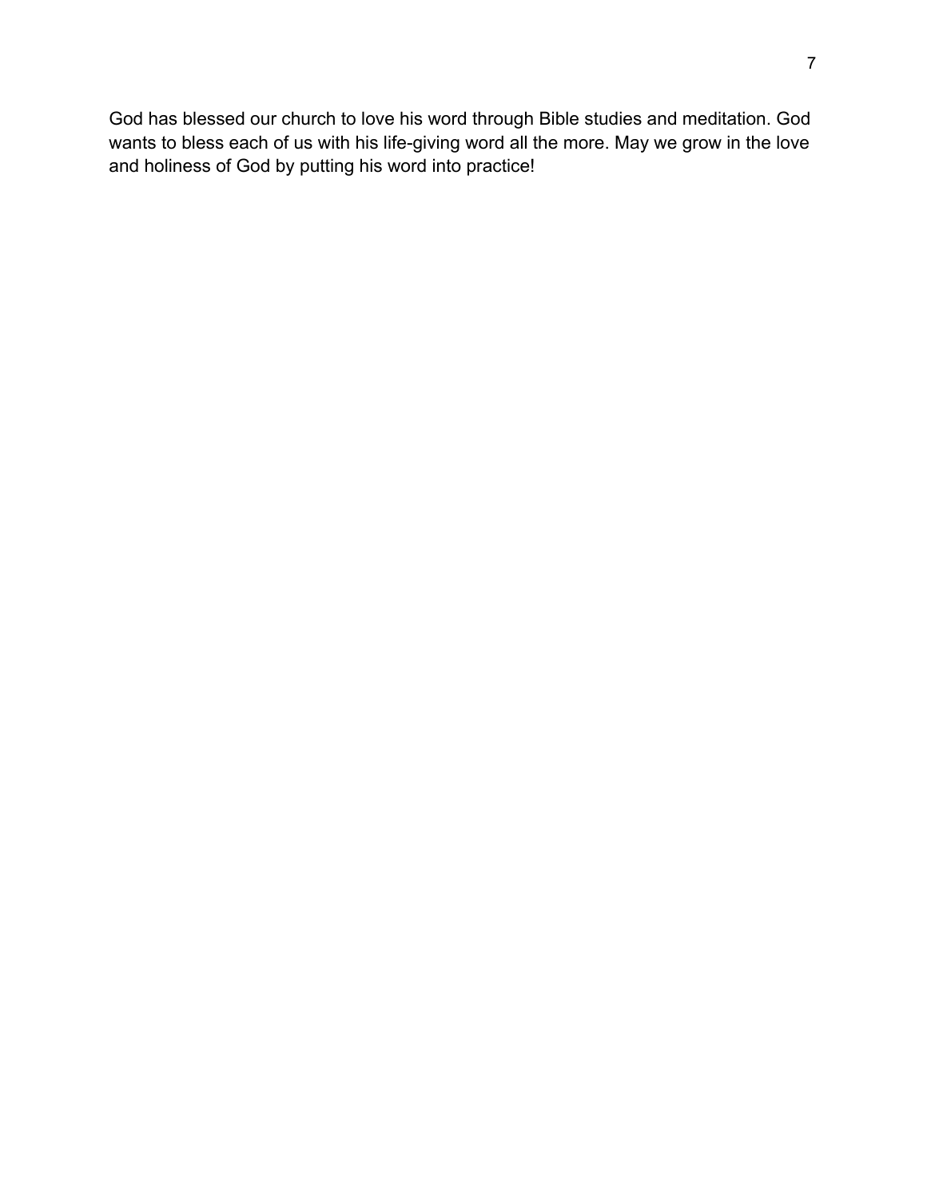God has blessed our church to love his word through Bible studies and meditation. God wants to bless each of us with his life-giving word all the more. May we grow in the love and holiness of God by putting his word into practice!